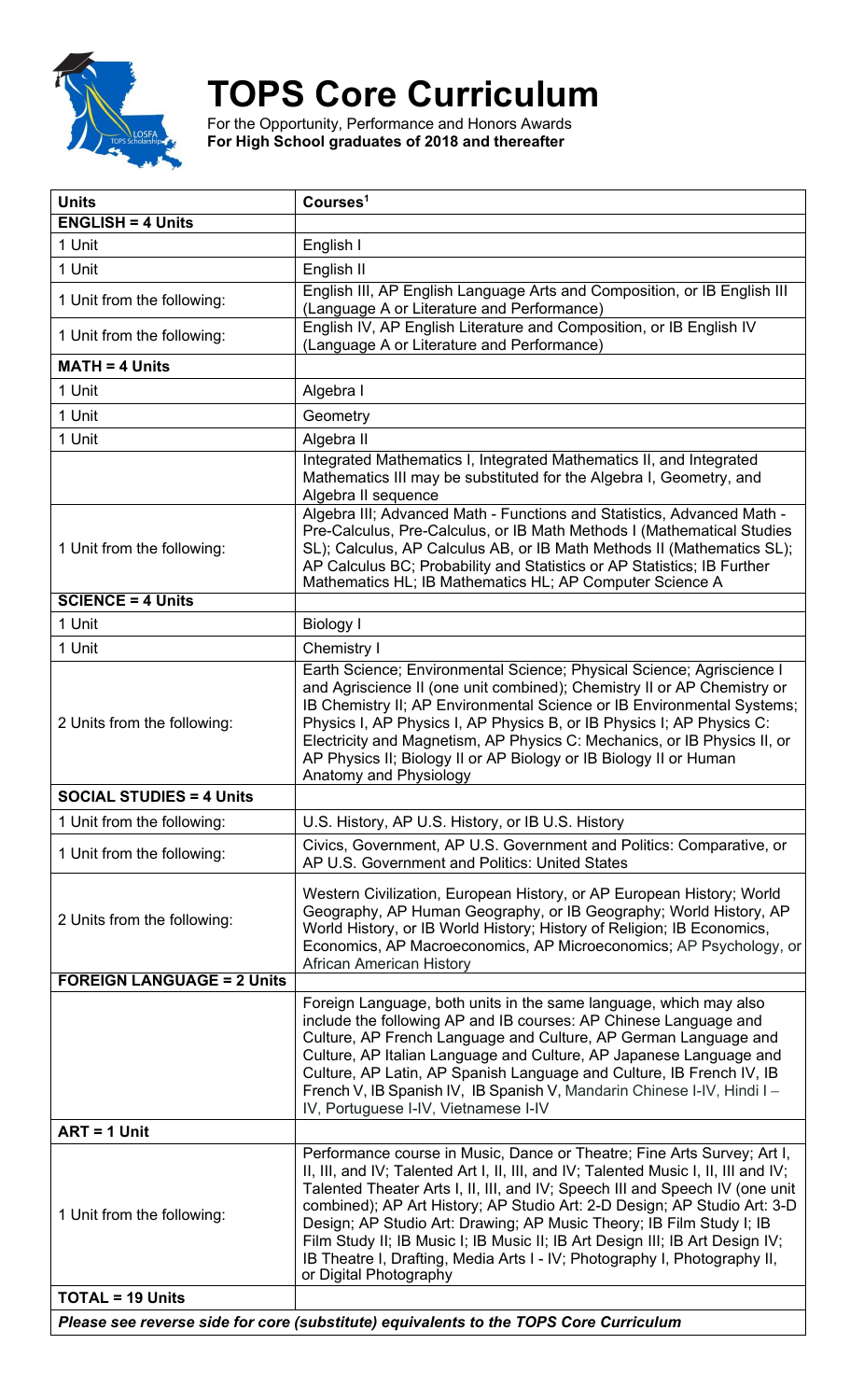# TOPS Core Curriculum

For the Opportunity, Performance and Honors Awards
**For High School graduates of 2018 and thereafter**

| Units | Courses[1] |
|---|---|
| **ENGLISH = 4 Units** | |
| 1 Unit | English I |
| 1 Unit | English II |
| 1 Unit from the following: | English III, AP English Language Arts and Composition, or IB English III (Language A or Literature and Performance) |
| 1 Unit from the following: | English IV, AP English Literature and Composition, or IB English IV (Language A or Literature and Performance) |
| **MATH = 4 Units** | |
| 1 Unit | Algebra I |
| 1 Unit | Geometry |
| 1 Unit | Algebra II |
| | Integrated Mathematics I, Integrated Mathematics II, and Integrated Mathematics III may be substituted for the Algebra I, Geometry, and Algebra II sequence |
| 1 Unit from the following: | Algebra III; Advanced Math - Functions and Statistics, Advanced Math - Pre-Calculus, Pre-Calculus, or IB Math Methods I (Mathematical Studies SL); Calculus, AP Calculus AB, or IB Math Methods II (Mathematics SL); AP Calculus BC; Probability and Statistics or AP Statistics; IB Further Mathematics HL; IB Mathematics HL; AP Computer Science A |
| **SCIENCE = 4 Units** | |
| 1 Unit | Biology I |
| 1 Unit | Chemistry I |
| 2 Units from the following: | Earth Science; Environmental Science; Physical Science; Agriscience I and Agriscience II (one unit combined); Chemistry II or AP Chemistry or IB Chemistry II; AP Environmental Science or IB Environmental Systems; Physics I, AP Physics I, AP Physics B, or IB Physics I; AP Physics C: Electricity and Magnetism, AP Physics C: Mechanics, or IB Physics II, or AP Physics II; Biology II or AP Biology or IB Biology II or Human Anatomy and Physiology |
| **SOCIAL STUDIES = 4 Units** | |
| 1 Unit from the following: | U.S. History, AP U.S. History, or IB U.S. History |
| 1 Unit from the following: | Civics, Government, AP U.S. Government and Politics: Comparative, or AP U.S. Government and Politics: United States |
| 2 Units from the following: | Western Civilization, European History, or AP European History; World Geography, AP Human Geography, or IB Geography; World History, AP World History, or IB World History; History of Religion; IB Economics, Economics, AP Macroeconomics, AP Microeconomics; AP Psychology, or African American History |
| **FOREIGN LANGUAGE = 2 Units** | |
| | Foreign Language, both units in the same language, which may also include the following AP and IB courses: AP Chinese Language and Culture, AP French Language and Culture, AP German Language and Culture, AP Italian Language and Culture, AP Japanese Language and Culture, AP Latin, AP Spanish Language and Culture, IB French IV, IB French V, IB Spanish IV, IB Spanish V, Mandarin Chinese I-IV, Hindi I – IV, Portuguese I-IV, Vietnamese I-IV |
| **ART = 1 Unit** | |
| 1 Unit from the following: | Performance course in Music, Dance or Theatre; Fine Arts Survey; Art I, II, III, and IV; Talented Art I, II, III, and IV; Talented Music I, II, III and IV; Talented Theater Arts I, II, III, and IV; Speech III and Speech IV (one unit combined); AP Art History; AP Studio Art: 2-D Design; AP Studio Art: 3-D Design; AP Studio Art: Drawing; AP Music Theory; IB Film Study I; IB Film Study II; IB Music I; IB Music II; IB Art Design III; IB Art Design IV; IB Theatre I, Drafting, Media Arts I - IV; Photography I, Photography II, or Digital Photography |
| **TOTAL = 19 Units** | |

***Please see reverse side for core (substitute) equivalents to the TOPS Core Curriculum***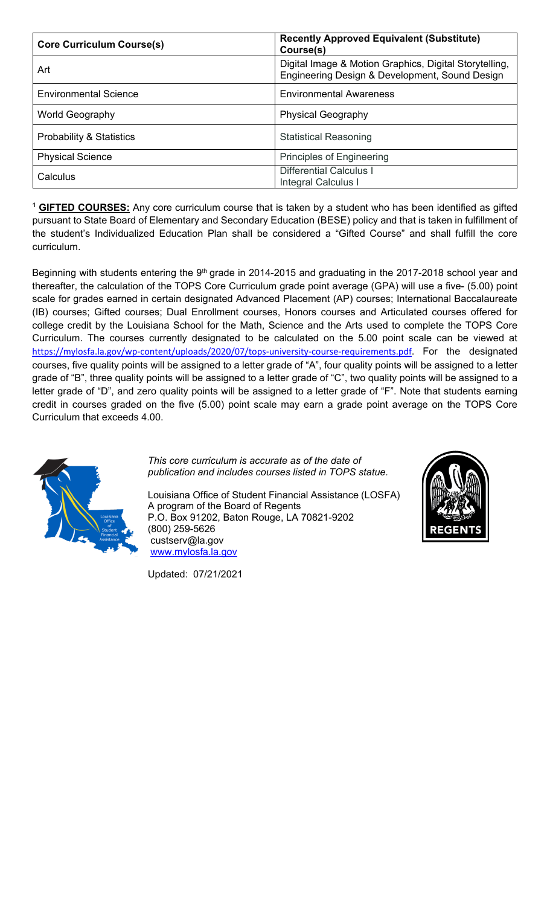| Core Curriculum Course(s) | Recently Approved Equivalent (Substitute) Course(s) |
|---|---|
| Art | Digital Image & Motion Graphics, Digital Storytelling, Engineering Design & Development, Sound Design |
| Environmental Science | Environmental Awareness |
| World Geography | Physical Geography |
| Probability & Statistics | Statistical Reasoning |
| Physical Science | Principles of Engineering |
| Calculus | Differential Calculus I<br>Integral Calculus I |

[1] **GIFTED COURSES:** Any core curriculum course that is taken by a student who has been identified as gifted pursuant to State Board of Elementary and Secondary Education (BESE) policy and that is taken in fulfillment of the student's Individualized Education Plan shall be considered a "Gifted Course" and shall fulfill the core curriculum.

Beginning with students entering the 9th grade in 2014-2015 and graduating in the 2017-2018 school year and thereafter, the calculation of the TOPS Core Curriculum grade point average (GPA) will use a five- (5.00) point scale for grades earned in certain designated Advanced Placement (AP) courses; International Baccalaureate (IB) courses; Gifted courses; Dual Enrollment courses, Honors courses and Articulated courses offered for college credit by the Louisiana School for the Math, Science and the Arts used to complete the TOPS Core Curriculum. The courses currently designated to be calculated on the 5.00 point scale can be viewed at https://mylosfa.la.gov/wp-content/uploads/2020/07/tops-university-course-requirements.pdf. For the designated courses, five quality points will be assigned to a letter grade of "A", four quality points will be assigned to a letter grade of "B", three quality points will be assigned to a letter grade of "C", two quality points will be assigned to a letter grade of "D", and zero quality points will be assigned to a letter grade of "F". Note that students earning credit in courses graded on the five (5.00) point scale may earn a grade point average on the TOPS Core Curriculum that exceeds 4.00.

*This core curriculum is accurate as of the date of publication and includes courses listed in TOPS statue.*

Louisiana Office of Student Financial Assistance (LOSFA)
A program of the Board of Regents
P.O. Box 91202, Baton Rouge, LA 70821-9202
(800) 259-5626
custserv@la.gov
www.mylosfa.la.gov

Updated: 07/21/2021